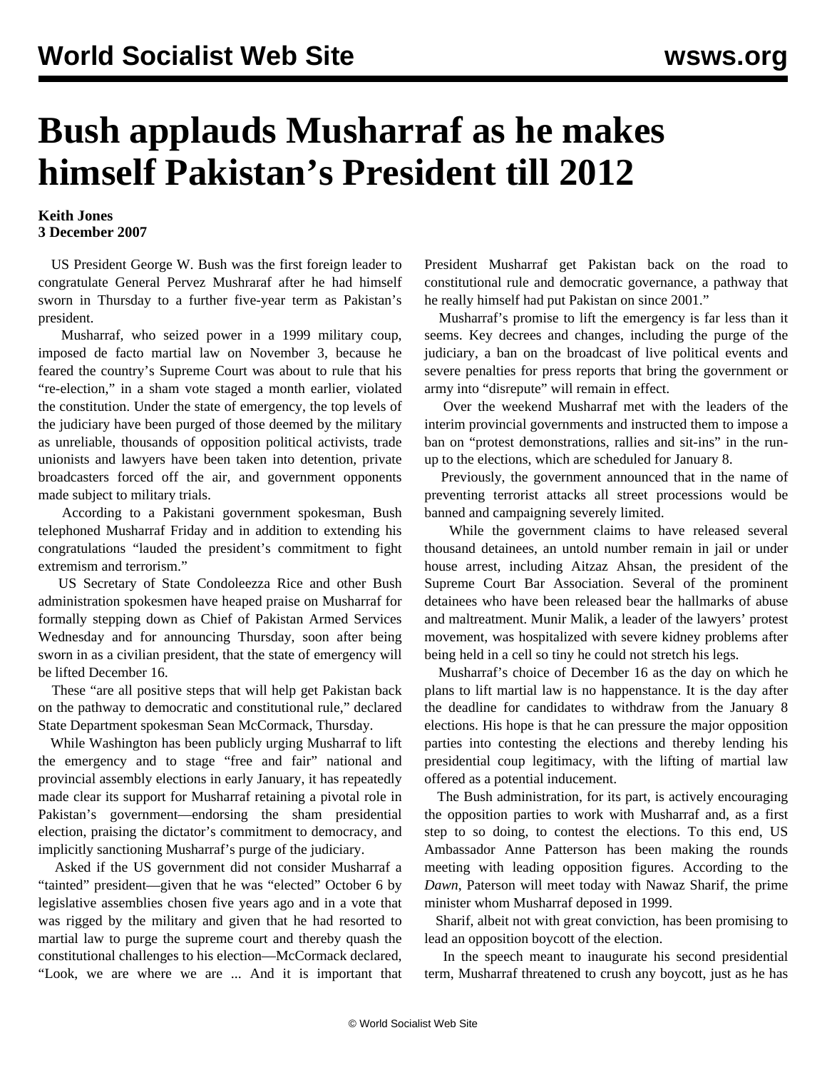# Bush applauds Musharraf as he makes himself Pakistan's President till 2012

**Keith Jones**
**3 December 2007**

US President George W. Bush was the first foreign leader to congratulate General Pervez Mushraraf after he had himself sworn in Thursday to a further five-year term as Pakistan's president.

Musharraf, who seized power in a 1999 military coup, imposed de facto martial law on November 3, because he feared the country's Supreme Court was about to rule that his "re-election," in a sham vote staged a month earlier, violated the constitution. Under the state of emergency, the top levels of the judiciary have been purged of those deemed by the military as unreliable, thousands of opposition political activists, trade unionists and lawyers have been taken into detention, private broadcasters forced off the air, and government opponents made subject to military trials.

According to a Pakistani government spokesman, Bush telephoned Musharraf Friday and in addition to extending his congratulations "lauded the president's commitment to fight extremism and terrorism."

US Secretary of State Condoleezza Rice and other Bush administration spokesmen have heaped praise on Musharraf for formally stepping down as Chief of Pakistan Armed Services Wednesday and for announcing Thursday, soon after being sworn in as a civilian president, that the state of emergency will be lifted December 16.

These "are all positive steps that will help get Pakistan back on the pathway to democratic and constitutional rule," declared State Department spokesman Sean McCormack, Thursday.

While Washington has been publicly urging Musharraf to lift the emergency and to stage "free and fair" national and provincial assembly elections in early January, it has repeatedly made clear its support for Musharraf retaining a pivotal role in Pakistan's government—endorsing the sham presidential election, praising the dictator's commitment to democracy, and implicitly sanctioning Musharraf's purge of the judiciary.

Asked if the US government did not consider Musharraf a "tainted" president—given that he was "elected" October 6 by legislative assemblies chosen five years ago and in a vote that was rigged by the military and given that he had resorted to martial law to purge the supreme court and thereby quash the constitutional challenges to his election—McCormack declared, "Look, we are where we are ... And it is important that President Musharraf get Pakistan back on the road to constitutional rule and democratic governance, a pathway that he really himself had put Pakistan on since 2001."

Musharraf's promise to lift the emergency is far less than it seems. Key decrees and changes, including the purge of the judiciary, a ban on the broadcast of live political events and severe penalties for press reports that bring the government or army into "disrepute" will remain in effect.

Over the weekend Musharraf met with the leaders of the interim provincial governments and instructed them to impose a ban on "protest demonstrations, rallies and sit-ins" in the run-up to the elections, which are scheduled for January 8.

Previously, the government announced that in the name of preventing terrorist attacks all street processions would be banned and campaigning severely limited.

While the government claims to have released several thousand detainees, an untold number remain in jail or under house arrest, including Aitzaz Ahsan, the president of the Supreme Court Bar Association. Several of the prominent detainees who have been released bear the hallmarks of abuse and maltreatment. Munir Malik, a leader of the lawyers' protest movement, was hospitalized with severe kidney problems after being held in a cell so tiny he could not stretch his legs.

Musharraf's choice of December 16 as the day on which he plans to lift martial law is no happenstance. It is the day after the deadline for candidates to withdraw from the January 8 elections. His hope is that he can pressure the major opposition parties into contesting the elections and thereby lending his presidential coup legitimacy, with the lifting of martial law offered as a potential inducement.

The Bush administration, for its part, is actively encouraging the opposition parties to work with Musharraf and, as a first step to so doing, to contest the elections. To this end, US Ambassador Anne Patterson has been making the rounds meeting with leading opposition figures. According to the *Dawn*, Paterson will meet today with Nawaz Sharif, the prime minister whom Musharraf deposed in 1999.

Sharif, albeit not with great conviction, has been promising to lead an opposition boycott of the election.

In the speech meant to inaugurate his second presidential term, Musharraf threatened to crush any boycott, just as he has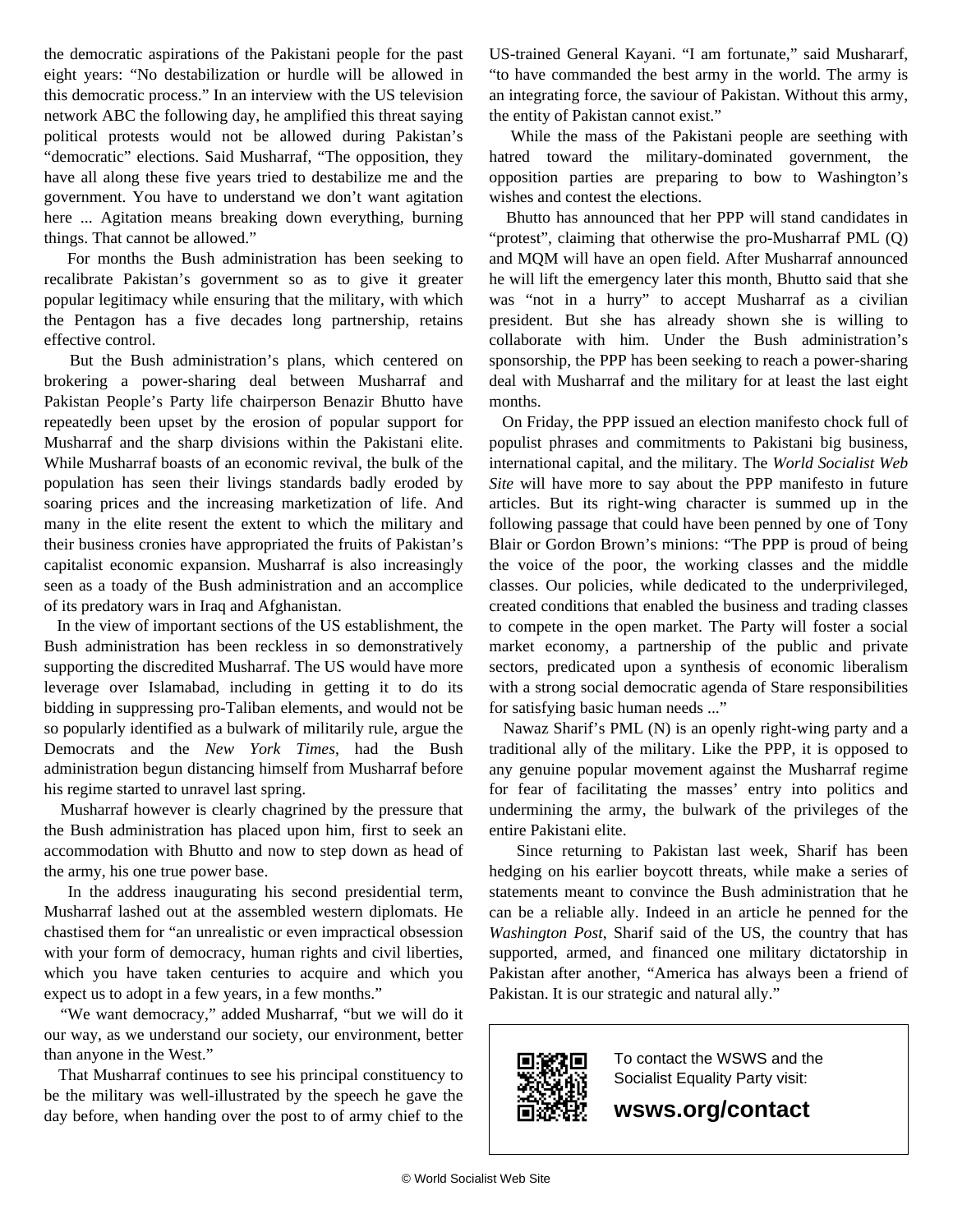the democratic aspirations of the Pakistani people for the past eight years: "No destabilization or hurdle will be allowed in this democratic process." In an interview with the US television network ABC the following day, he amplified this threat saying political protests would not be allowed during Pakistan's "democratic" elections. Said Musharraf, "The opposition, they have all along these five years tried to destabilize me and the government. You have to understand we don't want agitation here ... Agitation means breaking down everything, burning things. That cannot be allowed."

For months the Bush administration has been seeking to recalibrate Pakistan's government so as to give it greater popular legitimacy while ensuring that the military, with which the Pentagon has a five decades long partnership, retains effective control.

But the Bush administration's plans, which centered on brokering a power-sharing deal between Musharraf and Pakistan People's Party life chairperson Benazir Bhutto have repeatedly been upset by the erosion of popular support for Musharraf and the sharp divisions within the Pakistani elite. While Musharraf boasts of an economic revival, the bulk of the population has seen their livings standards badly eroded by soaring prices and the increasing marketization of life. And many in the elite resent the extent to which the military and their business cronies have appropriated the fruits of Pakistan's capitalist economic expansion. Musharraf is also increasingly seen as a toady of the Bush administration and an accomplice of its predatory wars in Iraq and Afghanistan.

In the view of important sections of the US establishment, the Bush administration has been reckless in so demonstratively supporting the discredited Musharraf. The US would have more leverage over Islamabad, including in getting it to do its bidding in suppressing pro-Taliban elements, and would not be so popularly identified as a bulwark of militarily rule, argue the Democrats and the *New York Times*, had the Bush administration begun distancing himself from Musharraf before his regime started to unravel last spring.

Musharraf however is clearly chagrined by the pressure that the Bush administration has placed upon him, first to seek an accommodation with Bhutto and now to step down as head of the army, his one true power base.

In the address inaugurating his second presidential term, Musharraf lashed out at the assembled western diplomats. He chastised them for "an unrealistic or even impractical obsession with your form of democracy, human rights and civil liberties, which you have taken centuries to acquire and which you expect us to adopt in a few years, in a few months."

"We want democracy," added Musharraf, "but we will do it our way, as we understand our society, our environment, better than anyone in the West."

That Musharraf continues to see his principal constituency to be the military was well-illustrated by the speech he gave the day before, when handing over the post to of army chief to the US-trained General Kayani. "I am fortunate," said Musharaff, "to have commanded the best army in the world. The army is an integrating force, the saviour of Pakistan. Without this army, the entity of Pakistan cannot exist."

While the mass of the Pakistani people are seething with hatred toward the military-dominated government, the opposition parties are preparing to bow to Washington's wishes and contest the elections.

Bhutto has announced that her PPP will stand candidates in "protest", claiming that otherwise the pro-Musharraf PML (Q) and MQM will have an open field. After Musharraf announced he will lift the emergency later this month, Bhutto said that she was "not in a hurry" to accept Musharraf as a civilian president. But she has already shown she is willing to collaborate with him. Under the Bush administration's sponsorship, the PPP has been seeking to reach a power-sharing deal with Musharraf and the military for at least the last eight months.

On Friday, the PPP issued an election manifesto chock full of populist phrases and commitments to Pakistani big business, international capital, and the military. The *World Socialist Web Site* will have more to say about the PPP manifesto in future articles. But its right-wing character is summed up in the following passage that could have been penned by one of Tony Blair or Gordon Brown's minions: "The PPP is proud of being the voice of the poor, the working classes and the middle classes. Our policies, while dedicated to the underprivileged, created conditions that enabled the business and trading classes to compete in the open market. The Party will foster a social market economy, a partnership of the public and private sectors, predicated upon a synthesis of economic liberalism with a strong social democratic agenda of Stare responsibilities for satisfying basic human needs ..."

Nawaz Sharif's PML (N) is an openly right-wing party and a traditional ally of the military. Like the PPP, it is opposed to any genuine popular movement against the Musharraf regime for fear of facilitating the masses' entry into politics and undermining the army, the bulwark of the privileges of the entire Pakistani elite.

Since returning to Pakistan last week, Sharif has been hedging on his earlier boycott threats, while make a series of statements meant to convince the Bush administration that he can be a reliable ally. Indeed in an article he penned for the *Washington Post*, Sharif said of the US, the country that has supported, armed, and financed one military dictatorship in Pakistan after another, "America has always been a friend of Pakistan. It is our strategic and natural ally."

To contact the WSWS and the Socialist Equality Party visit:

**wsws.org/contact**